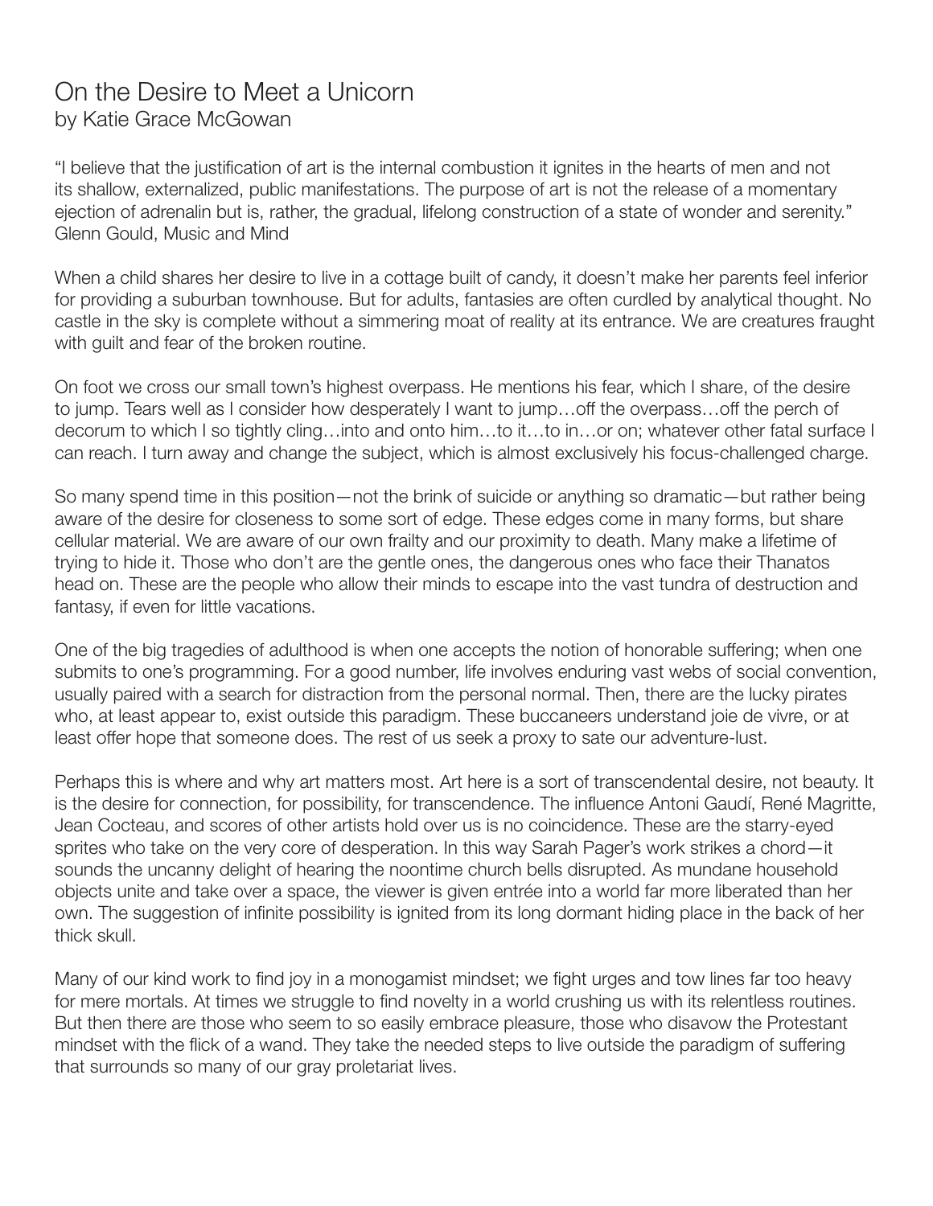# On the Desire to Meet a Unicorn

by Katie Grace McGowan

"I believe that the justification of art is the internal combustion it ignites in the hearts of men and not its shallow, externalized, public manifestations. The purpose of art is not the release of a momentary ejection of adrenalin but is, rather, the gradual, lifelong construction of a state of wonder and serenity."
Glenn Gould, Music and Mind

When a child shares her desire to live in a cottage built of candy, it doesn't make her parents feel inferior for providing a suburban townhouse. But for adults, fantasies are often curdled by analytical thought. No castle in the sky is complete without a simmering moat of reality at its entrance. We are creatures fraught with guilt and fear of the broken routine.

On foot we cross our small town's highest overpass. He mentions his fear, which I share, of the desire to jump. Tears well as I consider how desperately I want to jump…off the overpass…off the perch of decorum to which I so tightly cling…into and onto him…to it…to in…or on; whatever other fatal surface I can reach. I turn away and change the subject, which is almost exclusively his focus-challenged charge.

So many spend time in this position—not the brink of suicide or anything so dramatic—but rather being aware of the desire for closeness to some sort of edge. These edges come in many forms, but share cellular material. We are aware of our own frailty and our proximity to death. Many make a lifetime of trying to hide it. Those who don't are the gentle ones, the dangerous ones who face their Thanatos head on. These are the people who allow their minds to escape into the vast tundra of destruction and fantasy, if even for little vacations.

One of the big tragedies of adulthood is when one accepts the notion of honorable suffering; when one submits to one's programming. For a good number, life involves enduring vast webs of social convention, usually paired with a search for distraction from the personal normal. Then, there are the lucky pirates who, at least appear to, exist outside this paradigm. These buccaneers understand joie de vivre, or at least offer hope that someone does. The rest of us seek a proxy to sate our adventure-lust.

Perhaps this is where and why art matters most. Art here is a sort of transcendental desire, not beauty. It is the desire for connection, for possibility, for transcendence. The influence Antoni Gaudí, René Magritte, Jean Cocteau, and scores of other artists hold over us is no coincidence. These are the starry-eyed sprites who take on the very core of desperation. In this way Sarah Pager's work strikes a chord—it sounds the uncanny delight of hearing the noontime church bells disrupted. As mundane household objects unite and take over a space, the viewer is given entrée into a world far more liberated than her own. The suggestion of infinite possibility is ignited from its long dormant hiding place in the back of her thick skull.

Many of our kind work to find joy in a monogamist mindset; we fight urges and tow lines far too heavy for mere mortals. At times we struggle to find novelty in a world crushing us with its relentless routines. But then there are those who seem to so easily embrace pleasure, those who disavow the Protestant mindset with the flick of a wand. They take the needed steps to live outside the paradigm of suffering that surrounds so many of our gray proletariat lives.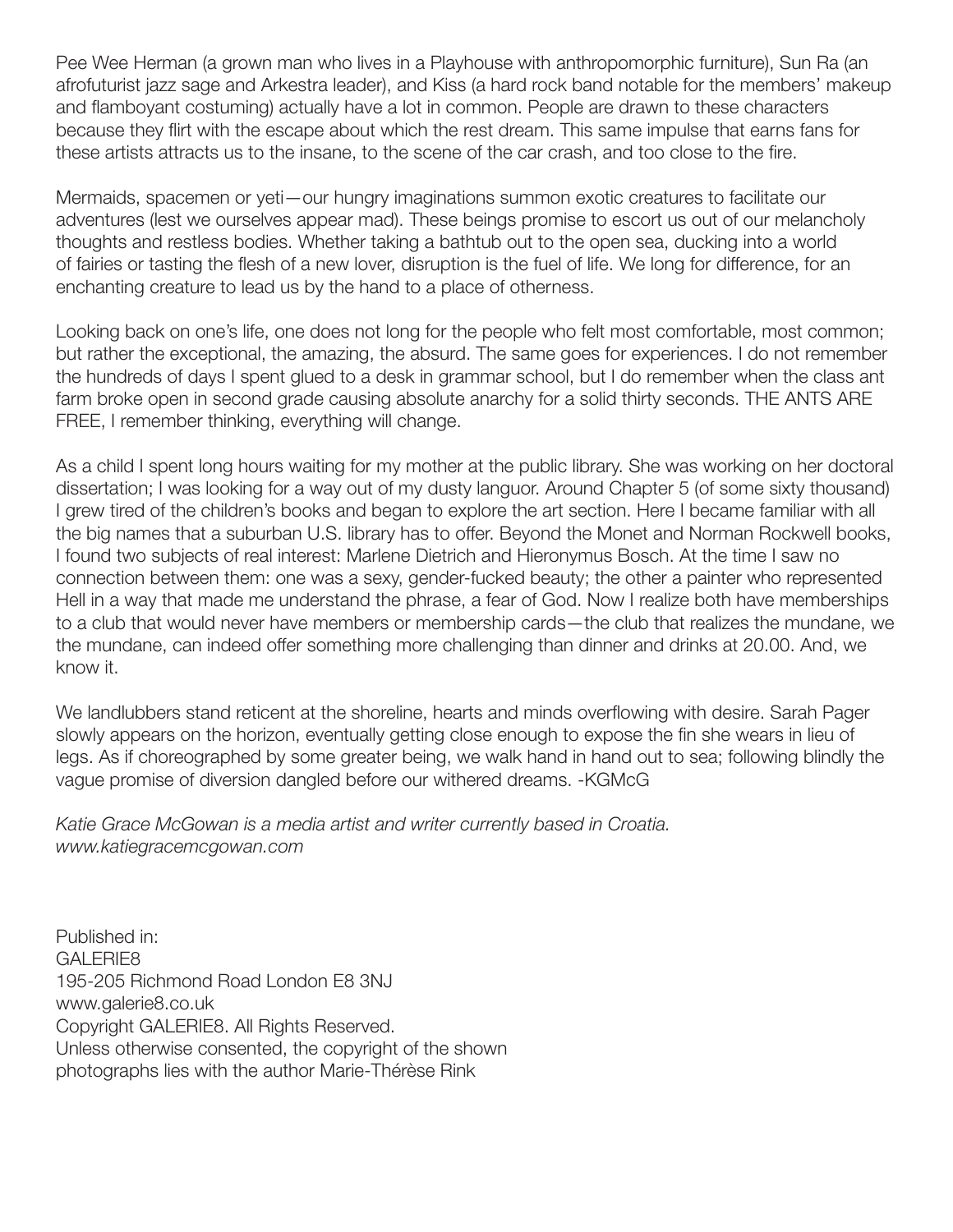Pee Wee Herman (a grown man who lives in a Playhouse with anthropomorphic furniture), Sun Ra (an afrofuturist jazz sage and Arkestra leader), and Kiss (a hard rock band notable for the members' makeup and flamboyant costuming) actually have a lot in common. People are drawn to these characters because they flirt with the escape about which the rest dream. This same impulse that earns fans for these artists attracts us to the insane, to the scene of the car crash, and too close to the fire.

Mermaids, spacemen or yeti—our hungry imaginations summon exotic creatures to facilitate our adventures (lest we ourselves appear mad). These beings promise to escort us out of our melancholy thoughts and restless bodies. Whether taking a bathtub out to the open sea, ducking into a world of fairies or tasting the flesh of a new lover, disruption is the fuel of life. We long for difference, for an enchanting creature to lead us by the hand to a place of otherness.

Looking back on one's life, one does not long for the people who felt most comfortable, most common; but rather the exceptional, the amazing, the absurd. The same goes for experiences. I do not remember the hundreds of days I spent glued to a desk in grammar school, but I do remember when the class ant farm broke open in second grade causing absolute anarchy for a solid thirty seconds. THE ANTS ARE FREE, I remember thinking, everything will change.

As a child I spent long hours waiting for my mother at the public library. She was working on her doctoral dissertation; I was looking for a way out of my dusty languor. Around Chapter 5 (of some sixty thousand) I grew tired of the children's books and began to explore the art section. Here I became familiar with all the big names that a suburban U.S. library has to offer. Beyond the Monet and Norman Rockwell books, I found two subjects of real interest: Marlene Dietrich and Hieronymus Bosch. At the time I saw no connection between them: one was a sexy, gender-fucked beauty; the other a painter who represented Hell in a way that made me understand the phrase, a fear of God. Now I realize both have memberships to a club that would never have members or membership cards—the club that realizes the mundane, we the mundane, can indeed offer something more challenging than dinner and drinks at 20.00. And, we know it.

We landlubbers stand reticent at the shoreline, hearts and minds overflowing with desire. Sarah Pager slowly appears on the horizon, eventually getting close enough to expose the fin she wears in lieu of legs. As if choreographed by some greater being, we walk hand in hand out to sea; following blindly the vague promise of diversion dangled before our withered dreams. -KGMcG

*Katie Grace McGowan is a media artist and writer currently based in Croatia.*
*www.katiegracemcgowan.com*

Published in:
GALERIE8
195-205 Richmond Road London E8 3NJ
www.galerie8.co.uk
Copyright GALERIE8. All Rights Reserved.
Unless otherwise consented, the copyright of the shown photographs lies with the author Marie-Thérèse Rink